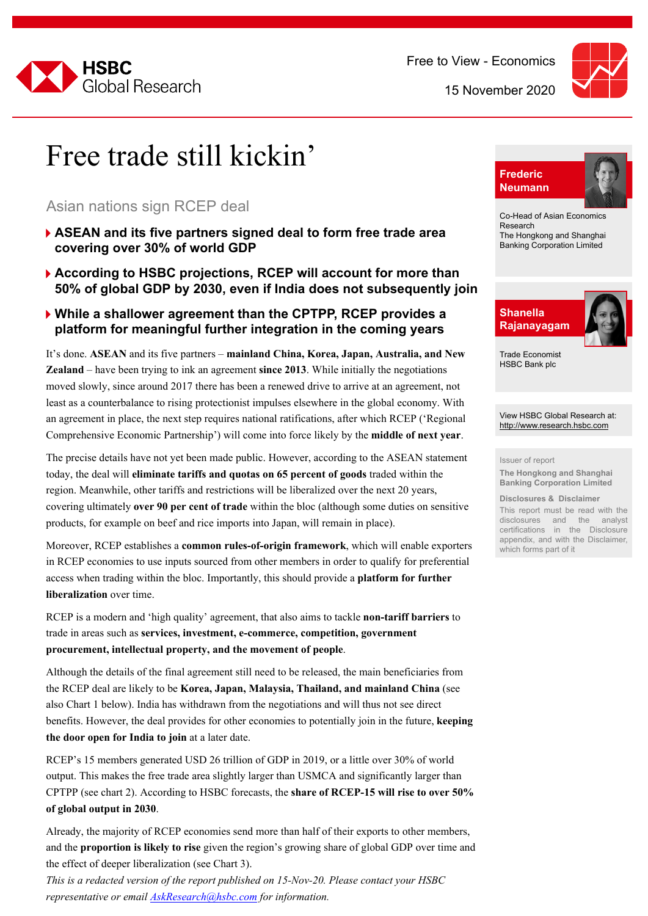Free to View - Economics

15 November 2020

# Free trade still kickin'

## Asian nations sign RCEP deal

- **ASEAN and its five partners signed deal to form free trade area covering over 30% of world GDP**
- **According to HSBC projections, RCEP will account for more than 50% of global GDP by 2030, even if India does not subsequently join**
- **While a shallower agreement than the CPTPP, RCEP provides a platform for meaningful further integration in the coming years**

It's done. **ASEAN** and its five partners – **mainland China, Korea, Japan, Australia, and New Zealand** – have been trying to ink an agreement **since 2013**. While initially the negotiations moved slowly, since around 2017 there has been a renewed drive to arrive at an agreement, not least as a counterbalance to rising protectionist impulses elsewhere in the global economy. With an agreement in place, the next step requires national ratifications, after which RCEP ('Regional Comprehensive Economic Partnership') will come into force likely by the **middle of next year**.

The precise details have not yet been made public. However, according to the ASEAN statement today, the deal will **eliminate tariffs and quotas on 65 percent of goods** traded within the region. Meanwhile, other tariffs and restrictions will be liberalized over the next 20 years, covering ultimately **over 90 per cent of trade** within the bloc (although some duties on sensitive products, for example on beef and rice imports into Japan, will remain in place).

Moreover, RCEP establishes a **common rules-of-origin framework**, which will enable exporters in RCEP economies to use inputs sourced from other members in order to qualify for preferential access when trading within the bloc. Importantly, this should provide a **platform for further liberalization** over time.

RCEP is a modern and 'high quality' agreement, that also aims to tackle **non-tariff barriers** to trade in areas such as **services, investment, e-commerce, competition, government procurement, intellectual property, and the movement of people**.

Although the details of the final agreement still need to be released, the main beneficiaries from the RCEP deal are likely to be **Korea, Japan, Malaysia, Thailand, and mainland China** (see also Chart 1 below). India has withdrawn from the negotiations and will thus not see direct benefits. However, the deal provides for other economies to potentially join in the future, **keeping the door open for India to join** at a later date.

RCEP's 15 members generated USD 26 trillion of GDP in 2019, or a little over 30% of world output. This makes the free trade area slightly larger than USMCA and significantly larger than CPTPP (see chart 2). According to HSBC forecasts, the **share of RCEP-15 will rise to over 50% of global output in 2030**.

Already, the majority of RCEP economies send more than half of their exports to other members, and the **proportion is likely to rise** given the region's growing share of global GDP over time and the effect of deeper liberalization (see Chart 3).

*This is a redacted version of the report published on 15-Nov-20. Please contact your HSBC representative or email AskResearch@hsbc.com for information.*

**Frederic Neumann**
Co-Head of Asian Economics Research
The Hongkong and Shanghai Banking Corporation Limited

**Shanella Rajanayagam**
Trade Economist
HSBC Bank plc

View HSBC Global Research at: http://www.research.hsbc.com

Issuer of report
**The Hongkong and Shanghai Banking Corporation Limited**

**Disclosures & Disclaimer**
This report must be read with the disclosures and the analyst certifications in the Disclosure appendix, and with the Disclaimer, which forms part of it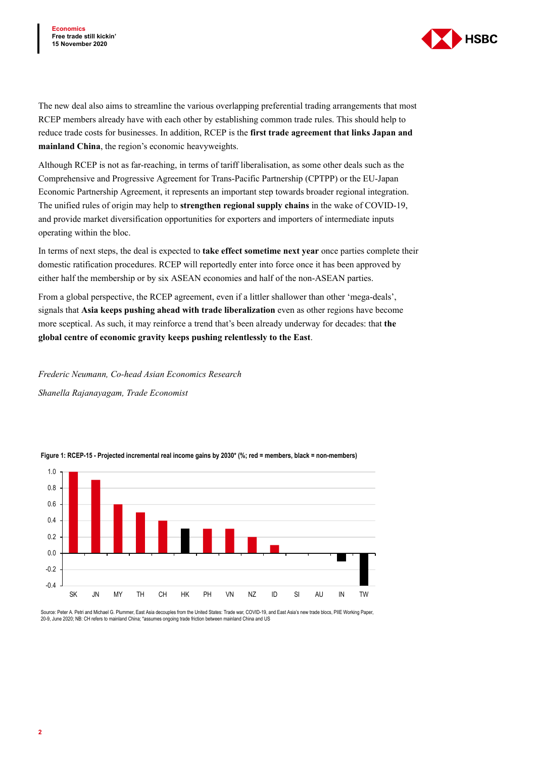The new deal also aims to streamline the various overlapping preferential trading arrangements that most RCEP members already have with each other by establishing common trade rules. This should help to reduce trade costs for businesses. In addition, RCEP is the **first trade agreement that links Japan and mainland China**, the region's economic heavyweights.

Although RCEP is not as far-reaching, in terms of tariff liberalisation, as some other deals such as the Comprehensive and Progressive Agreement for Trans-Pacific Partnership (CPTPP) or the EU-Japan Economic Partnership Agreement, it represents an important step towards broader regional integration. The unified rules of origin may help to **strengthen regional supply chains** in the wake of COVID-19, and provide market diversification opportunities for exporters and importers of intermediate inputs operating within the bloc.

In terms of next steps, the deal is expected to **take effect sometime next year** once parties complete their domestic ratification procedures. RCEP will reportedly enter into force once it has been approved by either half the membership or by six ASEAN economies and half of the non-ASEAN parties.

From a global perspective, the RCEP agreement, even if a littler shallower than other 'mega-deals', signals that **Asia keeps pushing ahead with trade liberalization** even as other regions have become more sceptical. As such, it may reinforce a trend that's been already underway for decades: that **the global centre of economic gravity keeps pushing relentlessly to the East**.

*Frederic Neumann, Co-head Asian Economics Research*

*Shanella Rajanayagam, Trade Economist*

**Figure 1: RCEP-15 - Projected incremental real income gains by 2030\* (%; red = members, black = non-members)**

| Economy | Gain (%) |
|---|---|
| SK | 1.0 |
| JN | 0.9 |
| MY | 0.6 |
| TH | 0.5 |
| CH | 0.4 |
| HK | 0.3 |
| PH | 0.3 |
| VN | 0.3 |
| NZ | 0.2 |
| ID | 0.1 |
| SI | 0.0 |
| AU | 0.0 |
| IN | -0.1 |
| TW | -0.4 |

Source: Peter A. Petri and Michael G. Plummer, East Asia decouples from the United States: Trade war, COVID-19, and East Asia's new trade blocs, PIIE Working Paper, 20-9, June 2020; NB: CH refers to mainland China; *assumes ongoing trade friction between mainland China and US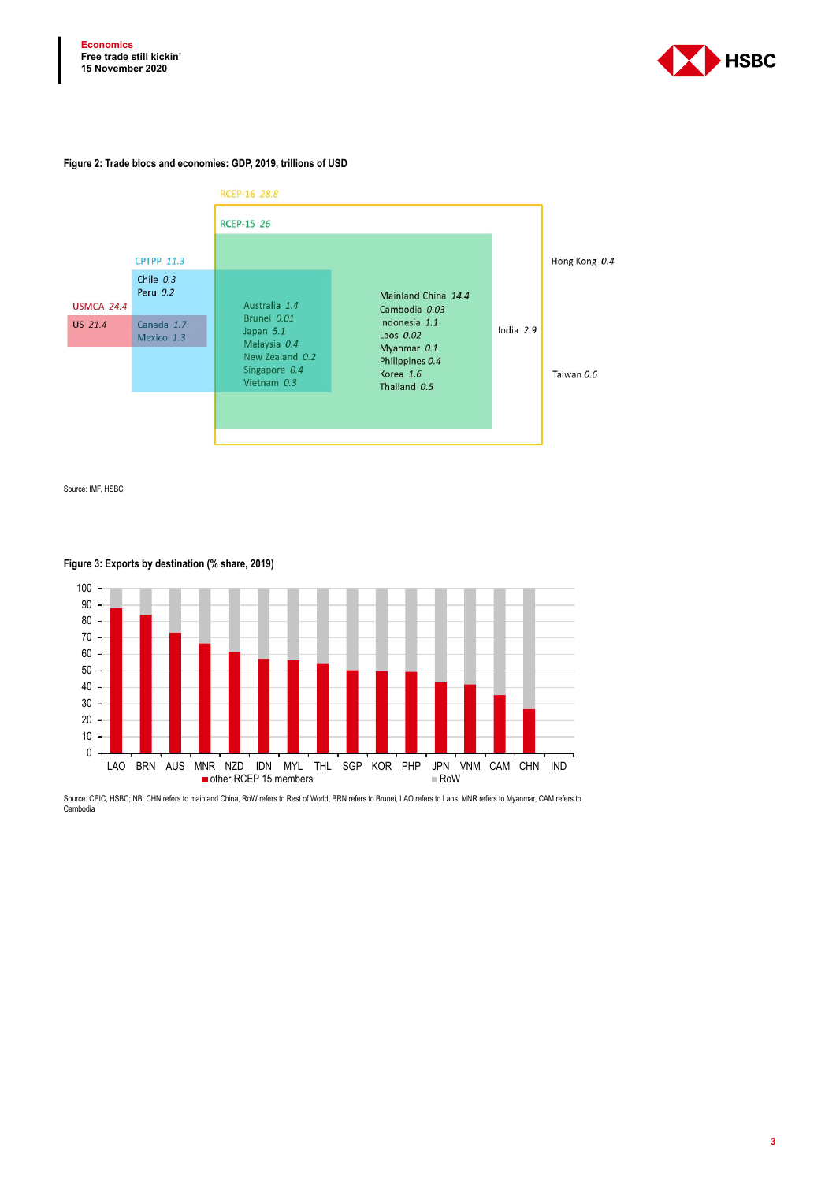**Figure 2: Trade blocs and economies: GDP, 2019, trillions of USD**

RCEP-16 *28.8*

RCEP-15 *26*

CPTPP *11.3*

Chile *0.3*
Peru *0.2*

USMCA *24.4*

US *21.4*

Canada *1.7*
Mexico *1.3*

Australia *1.4*
Brunei *0.01*
Japan *5.1*
Malaysia *0.4*
New Zealand *0.2*
Singapore *0.4*
Vietnam *0.3*

Mainland China *14.4*
Cambodia *0.03*
Indonesia *1.1*
Laos *0.02*
Myanmar *0.1*
Philippines *0.4*
Korea *1.6*
Thailand *0.5*

India *2.9*

Hong Kong *0.4*

Taiwan *0.6*

Source: IMF, HSBC

**Figure 3: Exports by destination (% share, 2019)**

LAO, BRN, AUS, MNR, NZD, IDN, MYL, THL, SGP, KOR, PHP, JPN, VNM, CAM, CHN, IND

■ other RCEP 15 members ■ RoW

Source: CEIC, HSBC; NB: CHN refers to mainland China, RoW refers to Rest of World, BRN refers to Brunei, LAO refers to Laos, MNR refers to Myanmar, CAM refers to Cambodia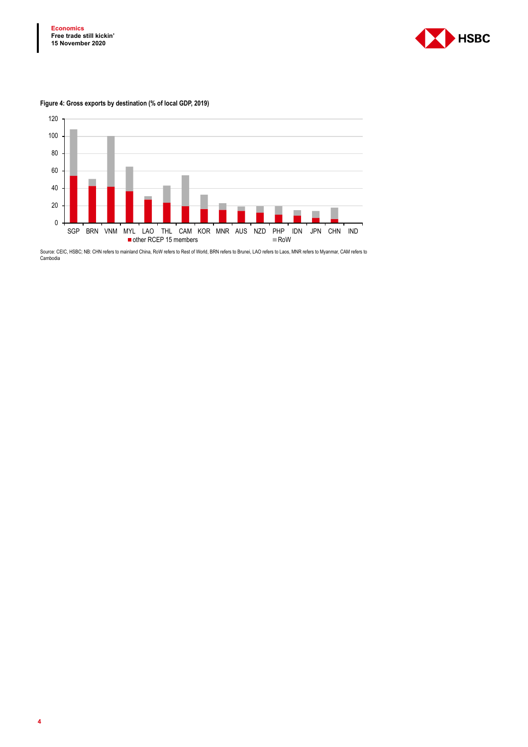**Figure 4: Gross exports by destination (% of local GDP, 2019)**

Source: CEIC, HSBC; NB: CHN refers to mainland China, RoW refers to Rest of World, BRN refers to Brunei, LAO refers to Laos, MNR refers to Myanmar, CAM refers to Cambodia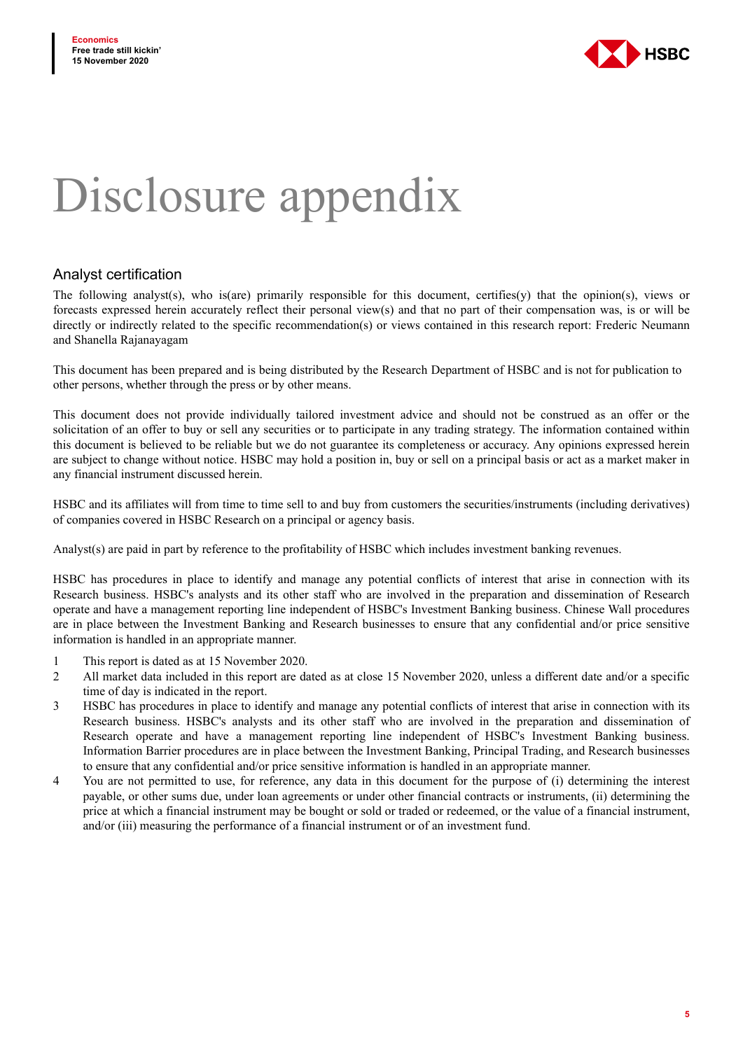# Disclosure appendix

## Analyst certification

The following analyst(s), who is(are) primarily responsible for this document, certifies(y) that the opinion(s), views or forecasts expressed herein accurately reflect their personal view(s) and that no part of their compensation was, is or will be directly or indirectly related to the specific recommendation(s) or views contained in this research report: Frederic Neumann and Shanella Rajanayagam

This document has been prepared and is being distributed by the Research Department of HSBC and is not for publication to other persons, whether through the press or by other means.

This document does not provide individually tailored investment advice and should not be construed as an offer or the solicitation of an offer to buy or sell any securities or to participate in any trading strategy. The information contained within this document is believed to be reliable but we do not guarantee its completeness or accuracy. Any opinions expressed herein are subject to change without notice. HSBC may hold a position in, buy or sell on a principal basis or act as a market maker in any financial instrument discussed herein.

HSBC and its affiliates will from time to time sell to and buy from customers the securities/instruments (including derivatives) of companies covered in HSBC Research on a principal or agency basis.

Analyst(s) are paid in part by reference to the profitability of HSBC which includes investment banking revenues.

HSBC has procedures in place to identify and manage any potential conflicts of interest that arise in connection with its Research business. HSBC's analysts and its other staff who are involved in the preparation and dissemination of Research operate and have a management reporting line independent of HSBC's Investment Banking business. Chinese Wall procedures are in place between the Investment Banking and Research businesses to ensure that any confidential and/or price sensitive information is handled in an appropriate manner.

1. This report is dated as at 15 November 2020.
2. All market data included in this report are dated as at close 15 November 2020, unless a different date and/or a specific time of day is indicated in the report.
3. HSBC has procedures in place to identify and manage any potential conflicts of interest that arise in connection with its Research business. HSBC's analysts and its other staff who are involved in the preparation and dissemination of Research operate and have a management reporting line independent of HSBC's Investment Banking business. Information Barrier procedures are in place between the Investment Banking, Principal Trading, and Research businesses to ensure that any confidential and/or price sensitive information is handled in an appropriate manner.
4. You are not permitted to use, for reference, any data in this document for the purpose of (i) determining the interest payable, or other sums due, under loan agreements or under other financial contracts or instruments, (ii) determining the price at which a financial instrument may be bought or sold or traded or redeemed, or the value of a financial instrument, and/or (iii) measuring the performance of a financial instrument or of an investment fund.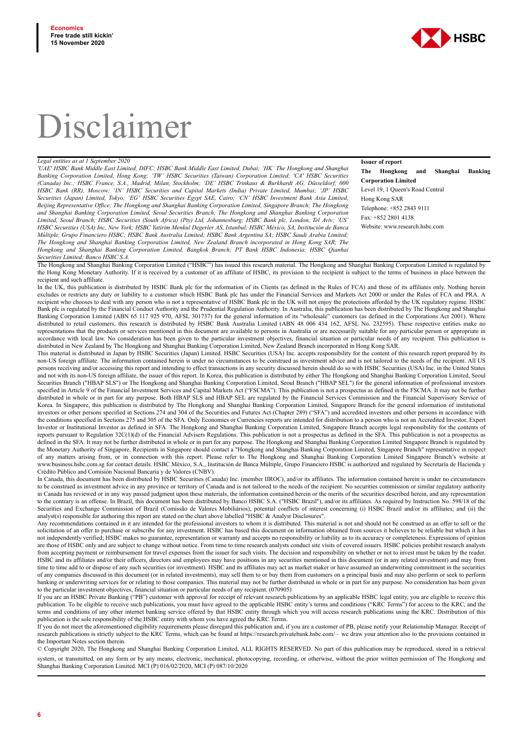# Disclaimer

*Legal entities as at 1 September 2020*

*'UAE' HSBC Bank Middle East Limited, DIFC; HSBC Bank Middle East Limited, Dubai; 'HK' The Hongkong and Shanghai Banking Corporation Limited, Hong Kong; 'TW' HSBC Securities (Taiwan) Corporation Limited; 'CA' HSBC Securities (Canada) Inc.; HSBC France, S.A., Madrid, Milan, Stockholm; 'DE' HSBC Trinkaus & Burkhardt AG, Düsseldorf; 000 HSBC Bank (RR), Moscow; 'IN' HSBC Securities and Capital Markets (India) Private Limited, Mumbai; 'JP' HSBC Securities (Japan) Limited, Tokyo; 'EG' HSBC Securities Egypt SAE, Cairo; 'CN' HSBC Investment Bank Asia Limited, Beijing Representative Office; The Hongkong and Shanghai Banking Corporation Limited, Singapore Branch; The Hongkong and Shanghai Banking Corporation Limited, Seoul Securities Branch; The Hongkong and Shanghai Banking Corporation Limited, Seoul Branch; HSBC Securities (South Africa) (Pty) Ltd, Johannesburg; HSBC Bank plc, London, Tel Aviv; 'US' HSBC Securities (USA) Inc, New York; HSBC Yatirim Menkul Degerler AS, Istanbul; HSBC México, SA, Institución de Banca Múltiple, Grupo Financiero HSBC; HSBC Bank Australia Limited; HSBC Bank Argentina SA; HSBC Saudi Arabia Limited; The Hongkong and Shanghai Banking Corporation Limited, New Zealand Branch incorporated in Hong Kong SAR; The Hongkong and Shanghai Banking Corporation Limited, Bangkok Branch; PT Bank HSBC Indonesia; HSBC Qianhai Securities Limited; Banco HSBC S.A.*

**Issuer of report**

**The Hongkong and Shanghai Banking Corporation Limited**

Level 19, 1 Queen's Road Central

Hong Kong SAR

Telephone: +852 2843 9111

Fax: +852 2801 4138

Website: www.research.hsbc.com

The Hongkong and Shanghai Banking Corporation Limited ("HSBC") has issued this research material. The Hongkong and Shanghai Banking Corporation Limited is regulated by the Hong Kong Monetary Authority. If it is received by a customer of an affiliate of HSBC, its provision to the recipient is subject to the terms of business in place between the recipient and such affiliate.

In the UK, this publication is distributed by HSBC Bank plc for the information of its Clients (as defined in the Rules of FCA) and those of its affiliates only. Nothing herein excludes or restricts any duty or liability to a customer which HSBC Bank plc has under the Financial Services and Markets Act 2000 or under the Rules of FCA and PRA. A recipient who chooses to deal with any person who is not a representative of HSBC Bank plc in the UK will not enjoy the protections afforded by the UK regulatory regime. HSBC Bank plc is regulated by the Financial Conduct Authority and the Prudential Regulation Authority. In Australia, this publication has been distributed by The Hongkong and Shanghai Banking Corporation Limited (ABN 65 117 925 970, AFSL 301737) for the general information of its "wholesale" customers (as defined in the Corporations Act 2001). Where distributed to retail customers, this research is distributed by HSBC Bank Australia Limited (ABN 48 006 434 162, AFSL No. 232595). These respective entities make no representations that the products or services mentioned in this document are available to persons in Australia or are necessarily suitable for any particular person or appropriate in accordance with local law. No consideration has been given to the particular investment objectives, financial situation or particular needs of any recipient. This publication is distributed in New Zealand by The Hongkong and Shanghai Banking Corporation Limited, New Zealand Branch incorporated in Hong Kong SAR.

This material is distributed in Japan by HSBC Securities (Japan) Limited. HSBC Securities (USA) Inc. accepts responsibility for the content of this research report prepared by its non-US foreign affiliate. The information contained herein is under no circumstances to be construed as investment advice and is not tailored to the needs of the recipient. All US persons receiving and/or accessing this report and intending to effect transactions in any security discussed herein should do so with HSBC Securities (USA) Inc. in the United States and not with its non-US foreign affiliate, the issuer of this report. In Korea, this publication is distributed by either The Hongkong and Shanghai Banking Corporation Limited, Seoul Securities Branch ("HBAP SLS") or The Hongkong and Shanghai Banking Corporation Limited, Seoul Branch ("HBAP SEL") for the general information of professional investors specified in Article 9 of the Financial Investment Services and Capital Markets Act ("FSCMA"). This publication is not a prospectus as defined in the FSCMA. It may not be further distributed in whole or in part for any purpose. Both HBAP SLS and HBAP SEL are regulated by the Financial Services Commission and the Financial Supervisory Service of Korea. In Singapore, this publication is distributed by The Hongkong and Shanghai Banking Corporation Limited, Singapore Branch for the general information of institutional investors or other persons specified in Sections 274 and 304 of the Securities and Futures Act (Chapter 289) ("SFA") and accredited investors and other persons in accordance with the conditions specified in Sections 275 and 305 of the SFA. Only Economics or Currencies reports are intended for distribution to a person who is not an Accredited Investor, Expert Investor or Institutional Investor as defined in SFA. The Hongkong and Shanghai Banking Corporation Limited, Singapore Branch accepts legal responsibility for the contents of reports pursuant to Regulation 32C(1)(d) of the Financial Advisers Regulations. This publication is not a prospectus as defined in the SFA. This publication is not a prospectus as defined in the SFA. It may not be further distributed in whole or in part for any purpose. The Hongkong and Shanghai Banking Corporation Limited Singapore Branch is regulated by the Monetary Authority of Singapore. Recipients in Singapore should contact a "Hongkong and Shanghai Banking Corporation Limited, Singapore Branch" representative in respect of any matters arising from, or in connection with this report. Please refer to The Hongkong and Shanghai Banking Corporation Limited Singapore Branch's website at www.business.hsbc.com.sg for contact details. HSBC México, S.A., Institución de Banca Múltiple, Grupo Financiero HSBC is authorized and regulated by Secretaría de Hacienda y Crédito Público and Comisión Nacional Bancaria y de Valores (CNBV).

In Canada, this document has been distributed by HSBC Securities (Canada) Inc. (member IIROC), and/or its affiliates. The information contained herein is under no circumstances to be construed as investment advice in any province or territory of Canada and is not tailored to the needs of the recipient. No securities commission or similar regulatory authority in Canada has reviewed or in any way passed judgment upon these materials, the information contained herein or the merits of the securities described herein, and any representation to the contrary is an offense. In Brazil, this document has been distributed by Banco HSBC S.A. ("HSBC Brazil"), and/or its affiliates. As required by Instruction No. 598/18 of the Securities and Exchange Commission of Brazil (Comissão de Valores Mobiliários), potential conflicts of interest concerning (i) HSBC Brazil and/or its affiliates; and (ii) the analyst(s) responsible for authoring this report are stated on the chart above labelled "HSBC & Analyst Disclosures".

Any recommendations contained in it are intended for the professional investors to whom it is distributed. This material is not and should not be construed as an offer to sell or the solicitation of an offer to purchase or subscribe for any investment. HSBC has based this document on information obtained from sources it believes to be reliable but which it has not independently verified; HSBC makes no guarantee, representation or warranty and accepts no responsibility or liability as to its accuracy or completeness. Expressions of opinion are those of HSBC only and are subject to change without notice. From time to time research analysts conduct site visits of covered issuers. HSBC policies prohibit research analysts from accepting payment or reimbursement for travel expenses from the issuer for such visits. The decision and responsibility on whether or not to invest must be taken by the reader. HSBC and its affiliates and/or their officers, directors and employees may have positions in any securities mentioned in this document (or in any related investment) and may from time to time add to or dispose of any such securities (or investment). HSBC and its affiliates may act as market maker or have assumed an underwriting commitment in the securities of any companies discussed in this document (or in related investments), may sell them to or buy them from customers on a principal basis and may also perform or seek to perform banking or underwriting services for or relating to those companies. This material may not be further distributed in whole or in part for any purpose. No consideration has been given to the particular investment objectives, financial situation or particular needs of any recipient. (070905)

If you are an HSBC Private Banking ("PB") customer with approval for receipt of relevant research publications by an applicable HSBC legal entity, you are eligible to receive this publication. To be eligible to receive such publications, you must have agreed to the applicable HSBC entity's terms and conditions ("KRC Terms") for access to the KRC, and the terms and conditions of any other internet banking service offered by that HSBC entity through which you will access research publications using the KRC. Distribution of this publication is the sole responsibility of the HSBC entity with whom you have agreed the KRC Terms.

If you do not meet the aforementioned eligibility requirements please disregard this publication and, if you are a customer of PB, please notify your Relationship Manager. Receipt of research publications is strictly subject to the KRC Terms, which can be found at https://research.privatebank.hsbc.com/ – we draw your attention also to the provisions contained in the Important Notes section therein.

© Copyright 2020, The Hongkong and Shanghai Banking Corporation Limited, ALL RIGHTS RESERVED. No part of this publication may be reproduced, stored in a retrieval system, or transmitted, on any form or by any means, electronic, mechanical, photocopying, recording, or otherwise, without the prior written permission of The Hongkong and Shanghai Banking Corporation Limited. MCI (P) 016/02/2020, MCI (P) 087/10/2020